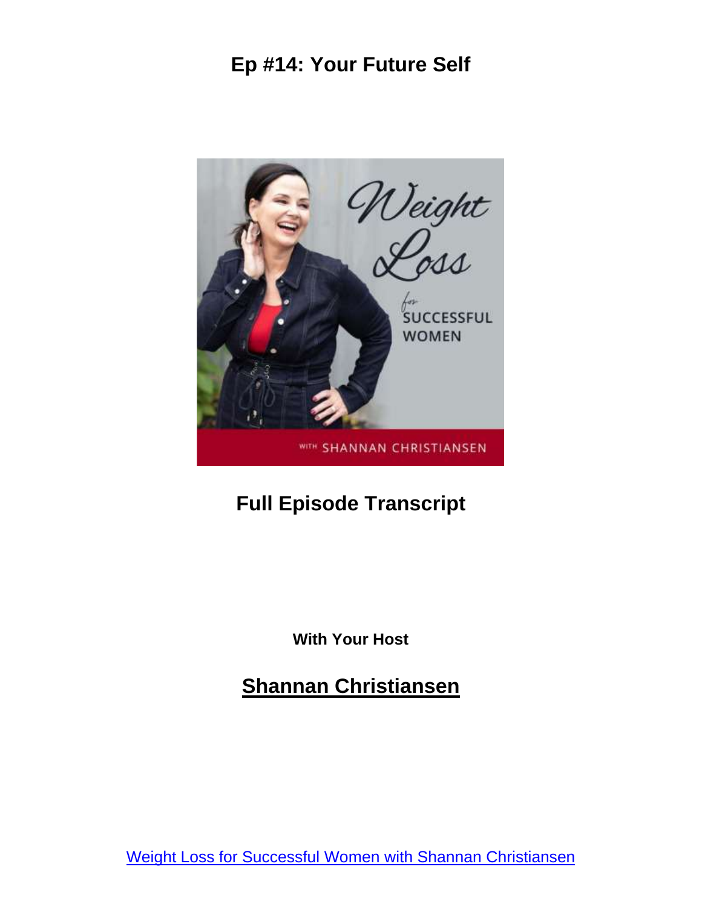# Ep #14: Your Future Self

## Full Episode Transcript

**With Your Host**

## Shannan Christiansen

Weight Loss for Successful Women with Shannan Christiansen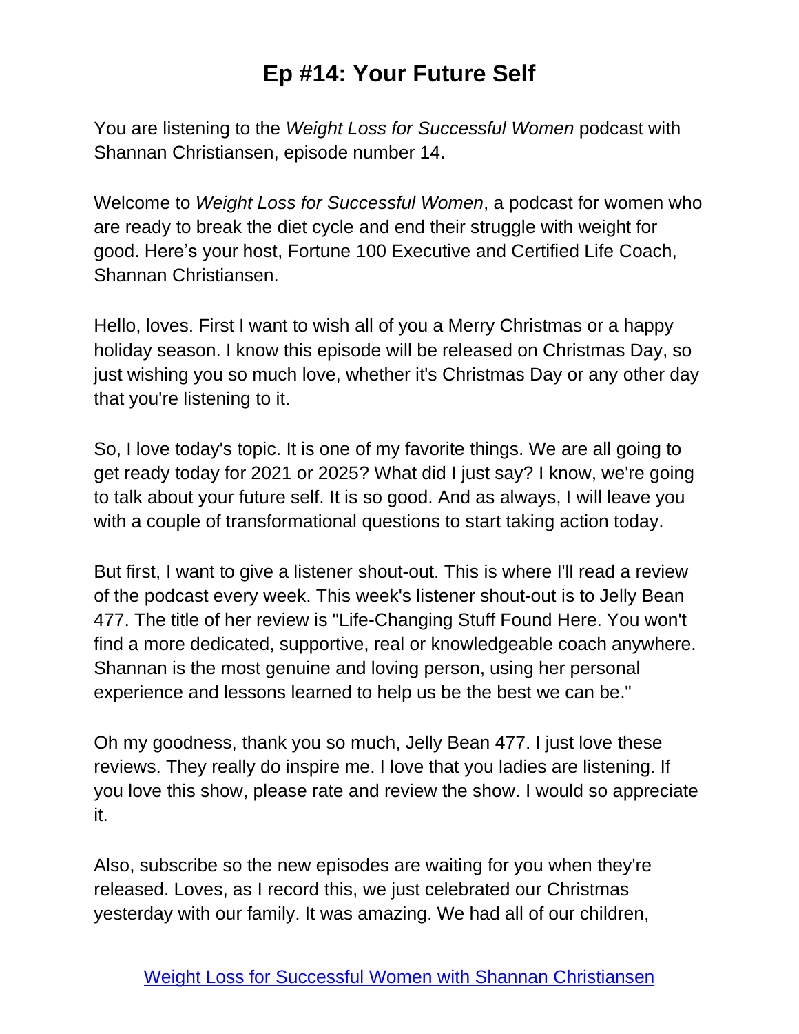# Ep #14: Your Future Self

You are listening to the *Weight Loss for Successful Women* podcast with Shannan Christiansen, episode number 14.

Welcome to *Weight Loss for Successful Women*, a podcast for women who are ready to break the diet cycle and end their struggle with weight for good. Here's your host, Fortune 100 Executive and Certified Life Coach, Shannan Christiansen.

Hello, loves. First I want to wish all of you a Merry Christmas or a happy holiday season. I know this episode will be released on Christmas Day, so just wishing you so much love, whether it's Christmas Day or any other day that you're listening to it.

So, I love today's topic. It is one of my favorite things. We are all going to get ready today for 2021 or 2025? What did I just say? I know, we're going to talk about your future self. It is so good. And as always, I will leave you with a couple of transformational questions to start taking action today.

But first, I want to give a listener shout-out. This is where I'll read a review of the podcast every week. This week's listener shout-out is to Jelly Bean 477. The title of her review is "Life-Changing Stuff Found Here. You won't find a more dedicated, supportive, real or knowledgeable coach anywhere. Shannan is the most genuine and loving person, using her personal experience and lessons learned to help us be the best we can be."

Oh my goodness, thank you so much, Jelly Bean 477. I just love these reviews. They really do inspire me. I love that you ladies are listening. If you love this show, please rate and review the show. I would so appreciate it.

Also, subscribe so the new episodes are waiting for you when they're released. Loves, as I record this, we just celebrated our Christmas yesterday with our family. It was amazing. We had all of our children,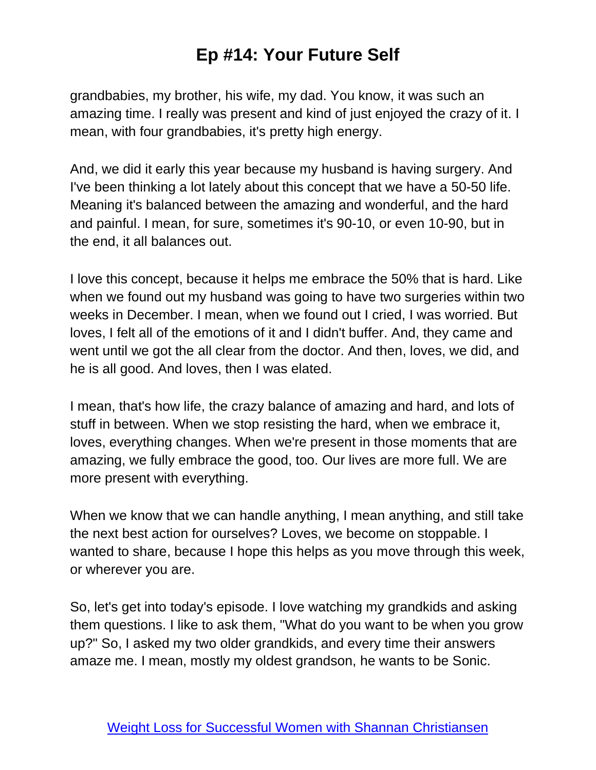grandbabies, my brother, his wife, my dad. You know, it was such an amazing time. I really was present and kind of just enjoyed the crazy of it. I mean, with four grandbabies, it's pretty high energy.

And, we did it early this year because my husband is having surgery. And I've been thinking a lot lately about this concept that we have a 50-50 life. Meaning it's balanced between the amazing and wonderful, and the hard and painful. I mean, for sure, sometimes it's 90-10, or even 10-90, but in the end, it all balances out.

I love this concept, because it helps me embrace the 50% that is hard. Like when we found out my husband was going to have two surgeries within two weeks in December. I mean, when we found out I cried, I was worried. But loves, I felt all of the emotions of it and I didn't buffer. And, they came and went until we got the all clear from the doctor. And then, loves, we did, and he is all good. And loves, then I was elated.

I mean, that's how life, the crazy balance of amazing and hard, and lots of stuff in between. When we stop resisting the hard, when we embrace it, loves, everything changes. When we're present in those moments that are amazing, we fully embrace the good, too. Our lives are more full. We are more present with everything.

When we know that we can handle anything, I mean anything, and still take the next best action for ourselves? Loves, we become on stoppable. I wanted to share, because I hope this helps as you move through this week, or wherever you are.

So, let's get into today's episode. I love watching my grandkids and asking them questions. I like to ask them, "What do you want to be when you grow up?" So, I asked my two older grandkids, and every time their answers amaze me. I mean, mostly my oldest grandson, he wants to be Sonic.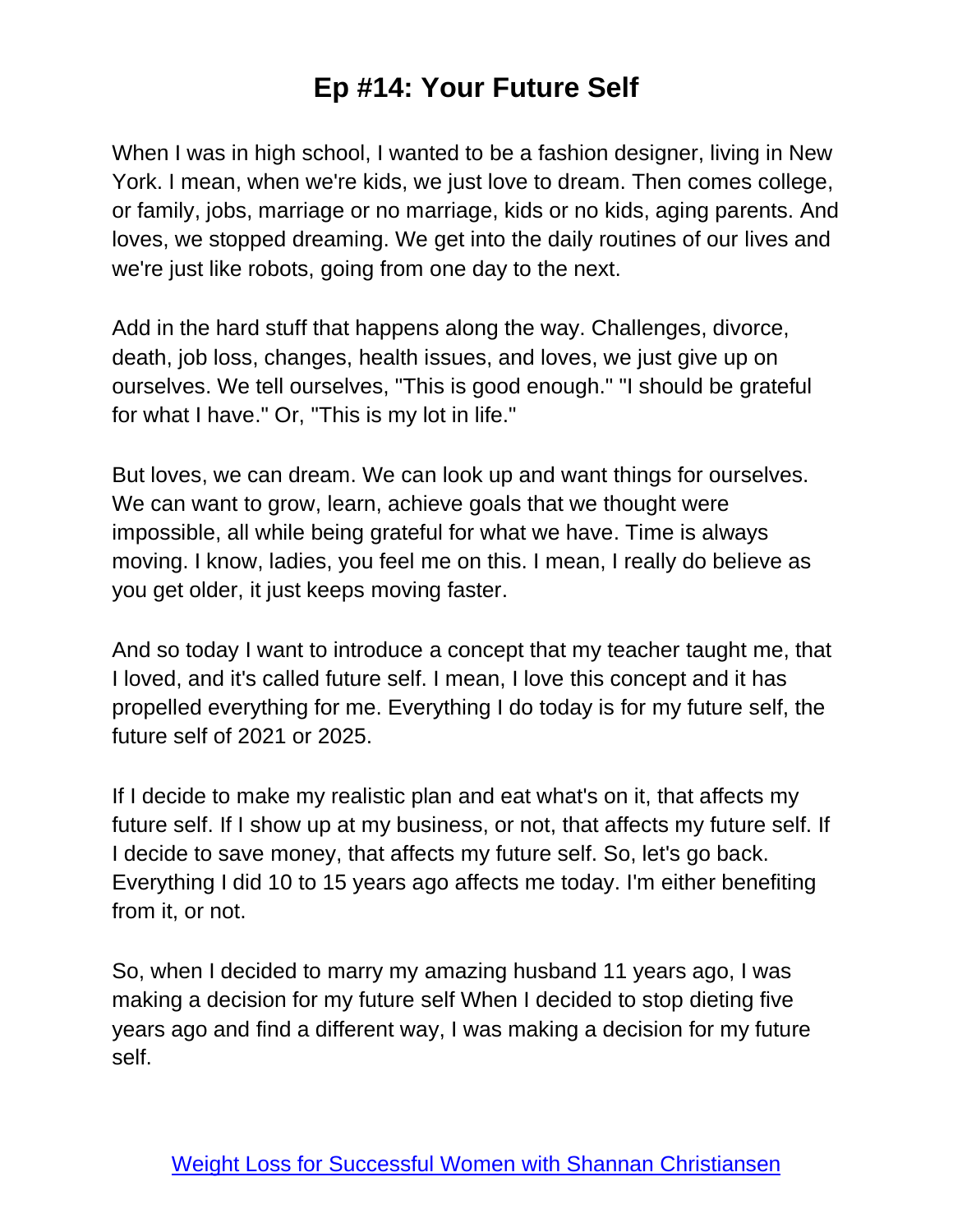# Ep #14: Your Future Self

When I was in high school, I wanted to be a fashion designer, living in New York. I mean, when we're kids, we just love to dream. Then comes college, or family, jobs, marriage or no marriage, kids or no kids, aging parents. And loves, we stopped dreaming. We get into the daily routines of our lives and we're just like robots, going from one day to the next.

Add in the hard stuff that happens along the way. Challenges, divorce, death, job loss, changes, health issues, and loves, we just give up on ourselves. We tell ourselves, "This is good enough." "I should be grateful for what I have." Or, "This is my lot in life."

But loves, we can dream. We can look up and want things for ourselves. We can want to grow, learn, achieve goals that we thought were impossible, all while being grateful for what we have. Time is always moving. I know, ladies, you feel me on this. I mean, I really do believe as you get older, it just keeps moving faster.

And so today I want to introduce a concept that my teacher taught me, that I loved, and it's called future self. I mean, I love this concept and it has propelled everything for me. Everything I do today is for my future self, the future self of 2021 or 2025.

If I decide to make my realistic plan and eat what's on it, that affects my future self. If I show up at my business, or not, that affects my future self. If I decide to save money, that affects my future self. So, let's go back. Everything I did 10 to 15 years ago affects me today. I'm either benefiting from it, or not.

So, when I decided to marry my amazing husband 11 years ago, I was making a decision for my future self When I decided to stop dieting five years ago and find a different way, I was making a decision for my future self.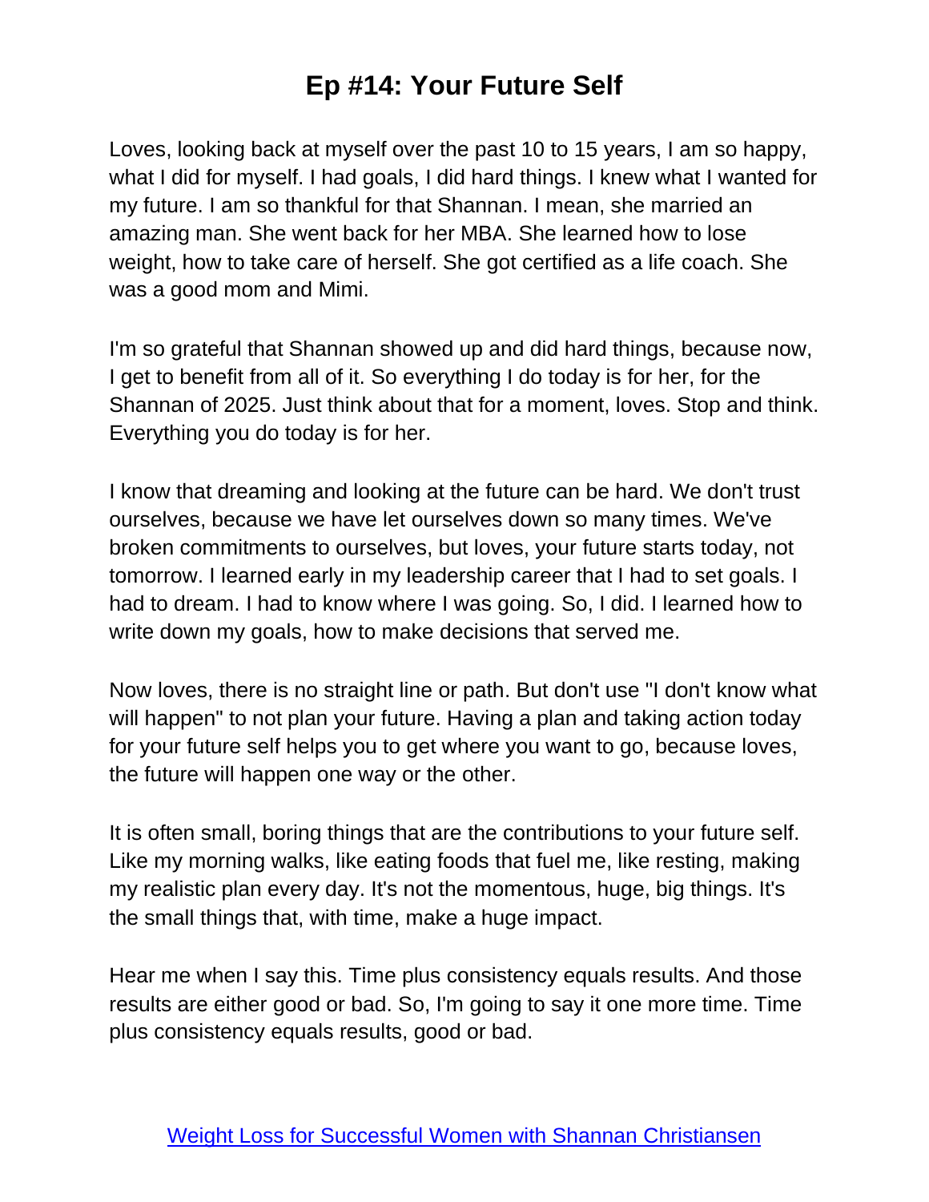# Ep #14: Your Future Self

Loves, looking back at myself over the past 10 to 15 years, I am so happy, what I did for myself. I had goals, I did hard things. I knew what I wanted for my future. I am so thankful for that Shannan. I mean, she married an amazing man. She went back for her MBA. She learned how to lose weight, how to take care of herself. She got certified as a life coach. She was a good mom and Mimi.

I'm so grateful that Shannan showed up and did hard things, because now, I get to benefit from all of it. So everything I do today is for her, for the Shannan of 2025. Just think about that for a moment, loves. Stop and think. Everything you do today is for her.

I know that dreaming and looking at the future can be hard. We don't trust ourselves, because we have let ourselves down so many times. We've broken commitments to ourselves, but loves, your future starts today, not tomorrow. I learned early in my leadership career that I had to set goals. I had to dream. I had to know where I was going. So, I did. I learned how to write down my goals, how to make decisions that served me.

Now loves, there is no straight line or path. But don't use "I don't know what will happen" to not plan your future. Having a plan and taking action today for your future self helps you to get where you want to go, because loves, the future will happen one way or the other.

It is often small, boring things that are the contributions to your future self. Like my morning walks, like eating foods that fuel me, like resting, making my realistic plan every day. It's not the momentous, huge, big things. It's the small things that, with time, make a huge impact.

Hear me when I say this. Time plus consistency equals results. And those results are either good or bad. So, I'm going to say it one more time. Time plus consistency equals results, good or bad.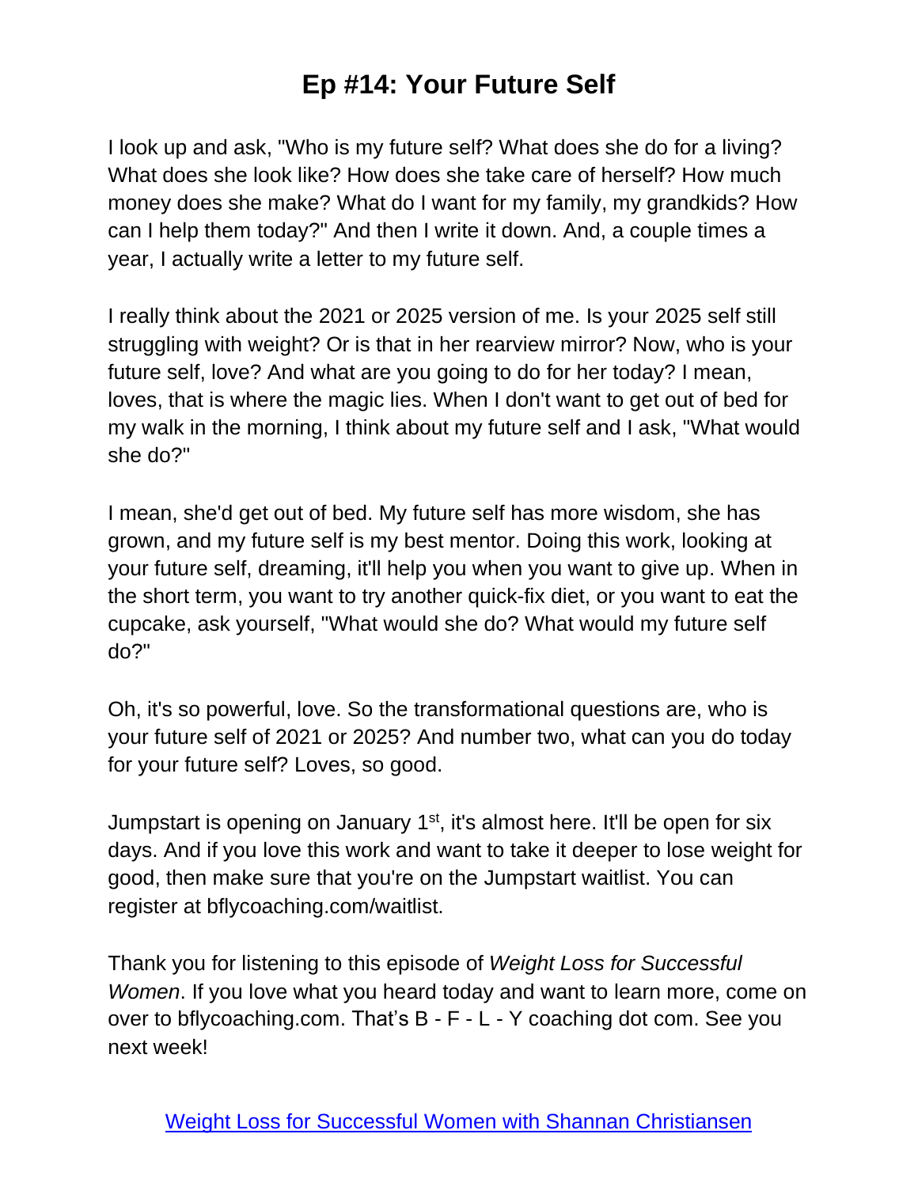# Ep #14: Your Future Self

I look up and ask, "Who is my future self? What does she do for a living? What does she look like? How does she take care of herself? How much money does she make? What do I want for my family, my grandkids? How can I help them today?" And then I write it down. And, a couple times a year, I actually write a letter to my future self.

I really think about the 2021 or 2025 version of me. Is your 2025 self still struggling with weight? Or is that in her rearview mirror? Now, who is your future self, love? And what are you going to do for her today? I mean, loves, that is where the magic lies. When I don't want to get out of bed for my walk in the morning, I think about my future self and I ask, "What would she do?"

I mean, she'd get out of bed. My future self has more wisdom, she has grown, and my future self is my best mentor. Doing this work, looking at your future self, dreaming, it'll help you when you want to give up. When in the short term, you want to try another quick-fix diet, or you want to eat the cupcake, ask yourself, "What would she do? What would my future self do?"

Oh, it's so powerful, love. So the transformational questions are, who is your future self of 2021 or 2025? And number two, what can you do today for your future self? Loves, so good.

Jumpstart is opening on January 1st, it's almost here. It'll be open for six days. And if you love this work and want to take it deeper to lose weight for good, then make sure that you're on the Jumpstart waitlist. You can register at bflycoaching.com/waitlist.

Thank you for listening to this episode of *Weight Loss for Successful Women*. If you love what you heard today and want to learn more, come on over to bflycoaching.com. That's B - F - L - Y coaching dot com. See you next week!